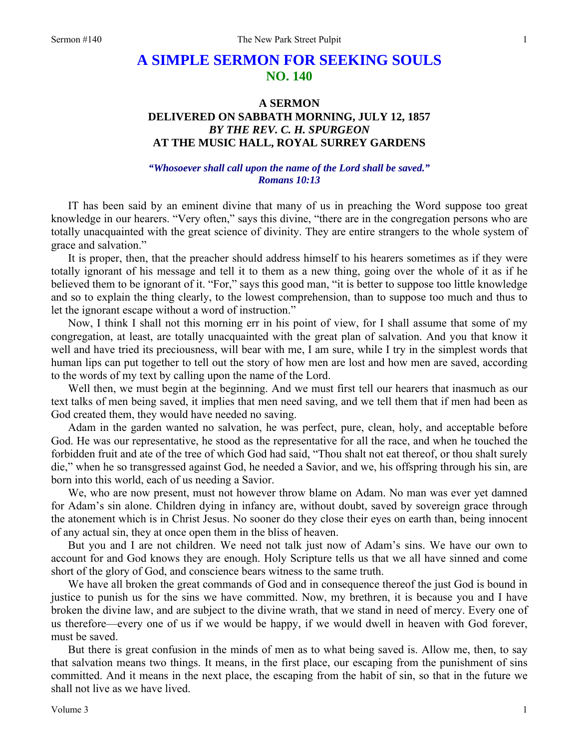# A SIMPLE SERMON FOR SEEKING SOULS
## NO. 140

### A SERMON
### DELIVERED ON SABBATH MORNING, JULY 12, 1857
### *BY THE REV. C. H. SPURGEON*
### AT THE MUSIC HALL, ROYAL SURREY GARDENS

***"Whosoever shall call upon the name of the Lord shall be saved."***
***Romans 10:13***

IT has been said by an eminent divine that many of us in preaching the Word suppose too great knowledge in our hearers. "Very often," says this divine, "there are in the congregation persons who are totally unacquainted with the great science of divinity. They are entire strangers to the whole system of grace and salvation."

It is proper, then, that the preacher should address himself to his hearers sometimes as if they were totally ignorant of his message and tell it to them as a new thing, going over the whole of it as if he believed them to be ignorant of it. "For," says this good man, "it is better to suppose too little knowledge and so to explain the thing clearly, to the lowest comprehension, than to suppose too much and thus to let the ignorant escape without a word of instruction."

Now, I think I shall not this morning err in his point of view, for I shall assume that some of my congregation, at least, are totally unacquainted with the great plan of salvation. And you that know it well and have tried its preciousness, will bear with me, I am sure, while I try in the simplest words that human lips can put together to tell out the story of how men are lost and how men are saved, according to the words of my text by calling upon the name of the Lord.

Well then, we must begin at the beginning. And we must first tell our hearers that inasmuch as our text talks of men being saved, it implies that men need saving, and we tell them that if men had been as God created them, they would have needed no saving.

Adam in the garden wanted no salvation, he was perfect, pure, clean, holy, and acceptable before God. He was our representative, he stood as the representative for all the race, and when he touched the forbidden fruit and ate of the tree of which God had said, "Thou shalt not eat thereof, or thou shalt surely die," when he so transgressed against God, he needed a Savior, and we, his offspring through his sin, are born into this world, each of us needing a Savior.

We, who are now present, must not however throw blame on Adam. No man was ever yet damned for Adam's sin alone. Children dying in infancy are, without doubt, saved by sovereign grace through the atonement which is in Christ Jesus. No sooner do they close their eyes on earth than, being innocent of any actual sin, they at once open them in the bliss of heaven.

But you and I are not children. We need not talk just now of Adam's sins. We have our own to account for and God knows they are enough. Holy Scripture tells us that we all have sinned and come short of the glory of God, and conscience bears witness to the same truth.

We have all broken the great commands of God and in consequence thereof the just God is bound in justice to punish us for the sins we have committed. Now, my brethren, it is because you and I have broken the divine law, and are subject to the divine wrath, that we stand in need of mercy. Every one of us therefore—every one of us if we would be happy, if we would dwell in heaven with God forever, must be saved.

But there is great confusion in the minds of men as to what being saved is. Allow me, then, to say that salvation means two things. It means, in the first place, our escaping from the punishment of sins committed. And it means in the next place, the escaping from the habit of sin, so that in the future we shall not live as we have lived.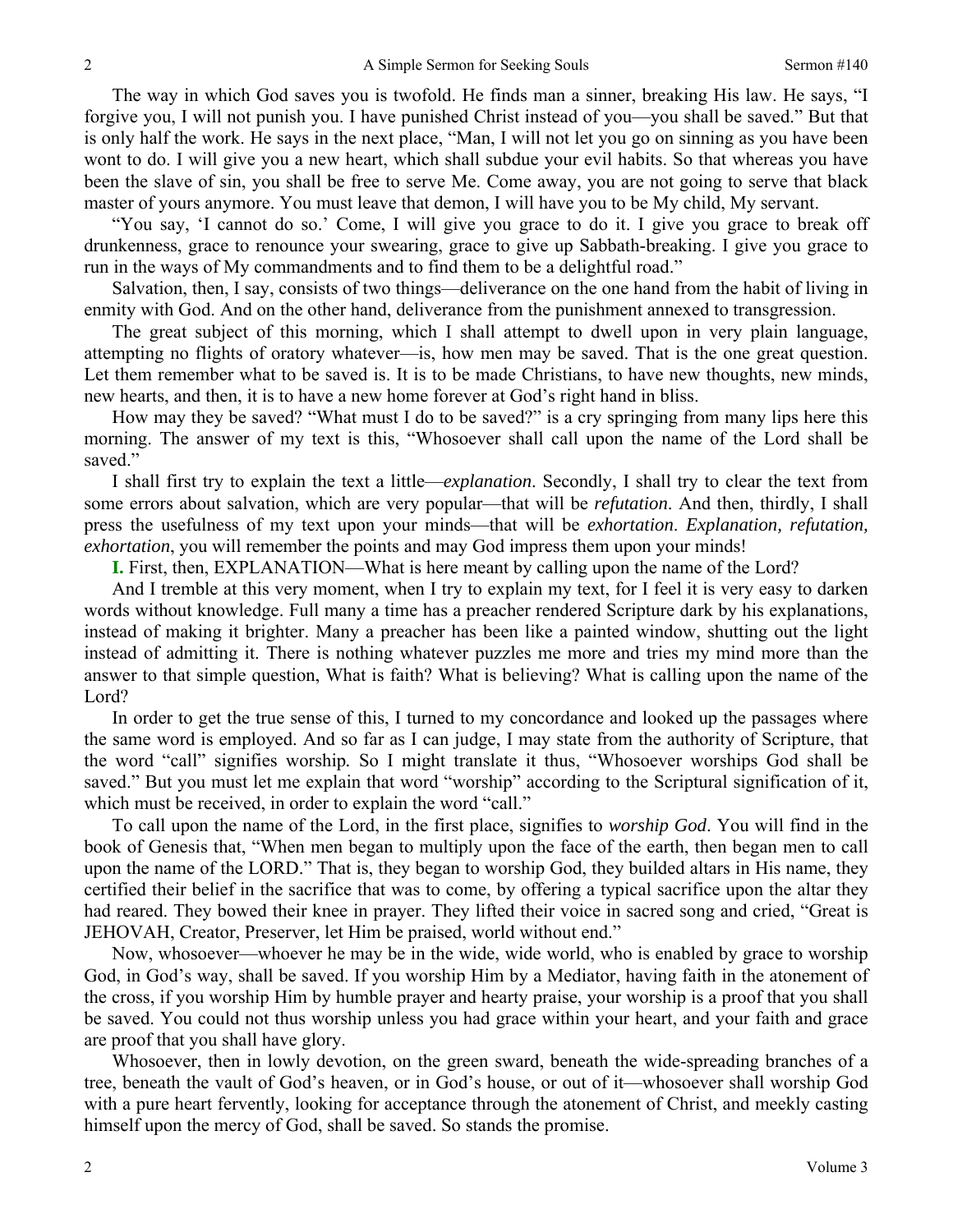The way in which God saves you is twofold. He finds man a sinner, breaking His law. He says, "I forgive you, I will not punish you. I have punished Christ instead of you—you shall be saved." But that is only half the work. He says in the next place, "Man, I will not let you go on sinning as you have been wont to do. I will give you a new heart, which shall subdue your evil habits. So that whereas you have been the slave of sin, you shall be free to serve Me. Come away, you are not going to serve that black master of yours anymore. You must leave that demon, I will have you to be My child, My servant.

"You say, 'I cannot do so.' Come, I will give you grace to do it. I give you grace to break off drunkenness, grace to renounce your swearing, grace to give up Sabbath-breaking. I give you grace to run in the ways of My commandments and to find them to be a delightful road."

Salvation, then, I say, consists of two things—deliverance on the one hand from the habit of living in enmity with God. And on the other hand, deliverance from the punishment annexed to transgression.

The great subject of this morning, which I shall attempt to dwell upon in very plain language, attempting no flights of oratory whatever—is, how men may be saved. That is the one great question. Let them remember what to be saved is. It is to be made Christians, to have new thoughts, new minds, new hearts, and then, it is to have a new home forever at God's right hand in bliss.

How may they be saved? "What must I do to be saved?" is a cry springing from many lips here this morning. The answer of my text is this, "Whosoever shall call upon the name of the Lord shall be saved."

I shall first try to explain the text a little—*explanation*. Secondly, I shall try to clear the text from some errors about salvation, which are very popular—that will be *refutation*. And then, thirdly, I shall press the usefulness of my text upon your minds—that will be *exhortation*. *Explanation, refutation, exhortation*, you will remember the points and may God impress them upon your minds!

**I.** First, then, EXPLANATION—What is here meant by calling upon the name of the Lord?

And I tremble at this very moment, when I try to explain my text, for I feel it is very easy to darken words without knowledge. Full many a time has a preacher rendered Scripture dark by his explanations, instead of making it brighter. Many a preacher has been like a painted window, shutting out the light instead of admitting it. There is nothing whatever puzzles me more and tries my mind more than the answer to that simple question, What is faith? What is believing? What is calling upon the name of the Lord?

In order to get the true sense of this, I turned to my concordance and looked up the passages where the same word is employed. And so far as I can judge, I may state from the authority of Scripture, that the word "call" signifies worship. So I might translate it thus, "Whosoever worships God shall be saved." But you must let me explain that word "worship" according to the Scriptural signification of it, which must be received, in order to explain the word "call."

To call upon the name of the Lord, in the first place, signifies to *worship God*. You will find in the book of Genesis that, "When men began to multiply upon the face of the earth, then began men to call upon the name of the LORD." That is, they began to worship God, they builded altars in His name, they certified their belief in the sacrifice that was to come, by offering a typical sacrifice upon the altar they had reared. They bowed their knee in prayer. They lifted their voice in sacred song and cried, "Great is JEHOVAH, Creator, Preserver, let Him be praised, world without end."

Now, whosoever—whoever he may be in the wide, wide world, who is enabled by grace to worship God, in God's way, shall be saved. If you worship Him by a Mediator, having faith in the atonement of the cross, if you worship Him by humble prayer and hearty praise, your worship is a proof that you shall be saved. You could not thus worship unless you had grace within your heart, and your faith and grace are proof that you shall have glory.

Whosoever, then in lowly devotion, on the green sward, beneath the wide-spreading branches of a tree, beneath the vault of God's heaven, or in God's house, or out of it—whosoever shall worship God with a pure heart fervently, looking for acceptance through the atonement of Christ, and meekly casting himself upon the mercy of God, shall be saved. So stands the promise.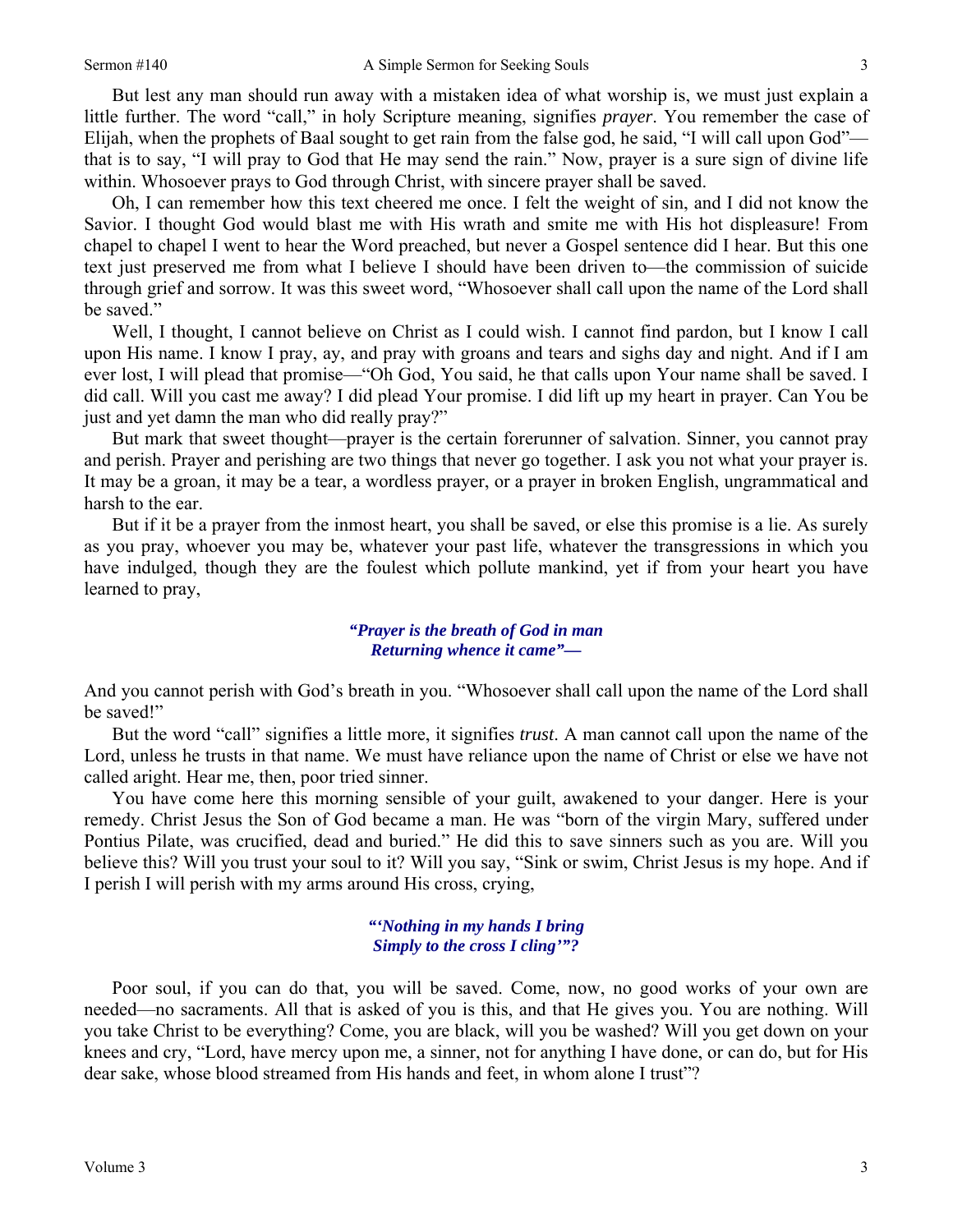But lest any man should run away with a mistaken idea of what worship is, we must just explain a little further. The word "call," in holy Scripture meaning, signifies *prayer*. You remember the case of Elijah, when the prophets of Baal sought to get rain from the false god, he said, "I will call upon God"—that is to say, "I will pray to God that He may send the rain." Now, prayer is a sure sign of divine life within. Whosoever prays to God through Christ, with sincere prayer shall be saved.

Oh, I can remember how this text cheered me once. I felt the weight of sin, and I did not know the Savior. I thought God would blast me with His wrath and smite me with His hot displeasure! From chapel to chapel I went to hear the Word preached, but never a Gospel sentence did I hear. But this one text just preserved me from what I believe I should have been driven to—the commission of suicide through grief and sorrow. It was this sweet word, "Whosoever shall call upon the name of the Lord shall be saved."

Well, I thought, I cannot believe on Christ as I could wish. I cannot find pardon, but I know I call upon His name. I know I pray, ay, and pray with groans and tears and sighs day and night. And if I am ever lost, I will plead that promise—"Oh God, You said, he that calls upon Your name shall be saved. I did call. Will you cast me away? I did plead Your promise. I did lift up my heart in prayer. Can You be just and yet damn the man who did really pray?"

But mark that sweet thought—prayer is the certain forerunner of salvation. Sinner, you cannot pray and perish. Prayer and perishing are two things that never go together. I ask you not what your prayer is. It may be a groan, it may be a tear, a wordless prayer, or a prayer in broken English, ungrammatical and harsh to the ear.

But if it be a prayer from the inmost heart, you shall be saved, or else this promise is a lie. As surely as you pray, whoever you may be, whatever your past life, whatever the transgressions in which you have indulged, though they are the foulest which pollute mankind, yet if from your heart you have learned to pray,

> ***"Prayer is the breath of God in man***
> ***Returning whence it came"—***

And you cannot perish with God's breath in you. "Whosoever shall call upon the name of the Lord shall be saved!"

But the word "call" signifies a little more, it signifies *trust*. A man cannot call upon the name of the Lord, unless he trusts in that name. We must have reliance upon the name of Christ or else we have not called aright. Hear me, then, poor tried sinner.

You have come here this morning sensible of your guilt, awakened to your danger. Here is your remedy. Christ Jesus the Son of God became a man. He was "born of the virgin Mary, suffered under Pontius Pilate, was crucified, dead and buried." He did this to save sinners such as you are. Will you believe this? Will you trust your soul to it? Will you say, "Sink or swim, Christ Jesus is my hope. And if I perish I will perish with my arms around His cross, crying,

> ***"'Nothing in my hands I bring***
> ***Simply to the cross I cling'"?***

Poor soul, if you can do that, you will be saved. Come, now, no good works of your own are needed—no sacraments. All that is asked of you is this, and that He gives you. You are nothing. Will you take Christ to be everything? Come, you are black, will you be washed? Will you get down on your knees and cry, "Lord, have mercy upon me, a sinner, not for anything I have done, or can do, but for His dear sake, whose blood streamed from His hands and feet, in whom alone I trust"?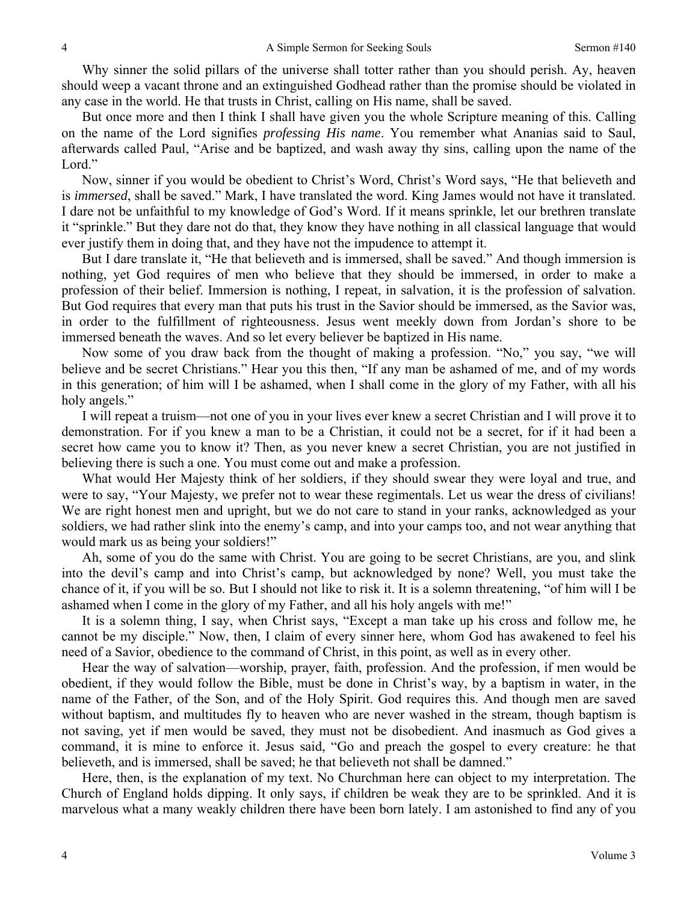Why sinner the solid pillars of the universe shall totter rather than you should perish. Ay, heaven should weep a vacant throne and an extinguished Godhead rather than the promise should be violated in any case in the world. He that trusts in Christ, calling on His name, shall be saved.

But once more and then I think I shall have given you the whole Scripture meaning of this. Calling on the name of the Lord signifies *professing His name*. You remember what Ananias said to Saul, afterwards called Paul, "Arise and be baptized, and wash away thy sins, calling upon the name of the Lord."

Now, sinner if you would be obedient to Christ's Word, Christ's Word says, "He that believeth and is *immersed*, shall be saved." Mark, I have translated the word. King James would not have it translated. I dare not be unfaithful to my knowledge of God's Word. If it means sprinkle, let our brethren translate it "sprinkle." But they dare not do that, they know they have nothing in all classical language that would ever justify them in doing that, and they have not the impudence to attempt it.

But I dare translate it, "He that believeth and is immersed, shall be saved." And though immersion is nothing, yet God requires of men who believe that they should be immersed, in order to make a profession of their belief. Immersion is nothing, I repeat, in salvation, it is the profession of salvation. But God requires that every man that puts his trust in the Savior should be immersed, as the Savior was, in order to the fulfillment of righteousness. Jesus went meekly down from Jordan's shore to be immersed beneath the waves. And so let every believer be baptized in His name.

Now some of you draw back from the thought of making a profession. "No," you say, "we will believe and be secret Christians." Hear you this then, "If any man be ashamed of me, and of my words in this generation; of him will I be ashamed, when I shall come in the glory of my Father, with all his holy angels."

I will repeat a truism—not one of you in your lives ever knew a secret Christian and I will prove it to demonstration. For if you knew a man to be a Christian, it could not be a secret, for if it had been a secret how came you to know it? Then, as you never knew a secret Christian, you are not justified in believing there is such a one. You must come out and make a profession.

What would Her Majesty think of her soldiers, if they should swear they were loyal and true, and were to say, "Your Majesty, we prefer not to wear these regimentals. Let us wear the dress of civilians! We are right honest men and upright, but we do not care to stand in your ranks, acknowledged as your soldiers, we had rather slink into the enemy's camp, and into your camps too, and not wear anything that would mark us as being your soldiers!"

Ah, some of you do the same with Christ. You are going to be secret Christians, are you, and slink into the devil's camp and into Christ's camp, but acknowledged by none? Well, you must take the chance of it, if you will be so. But I should not like to risk it. It is a solemn threatening, "of him will I be ashamed when I come in the glory of my Father, and all his holy angels with me!"

It is a solemn thing, I say, when Christ says, "Except a man take up his cross and follow me, he cannot be my disciple." Now, then, I claim of every sinner here, whom God has awakened to feel his need of a Savior, obedience to the command of Christ, in this point, as well as in every other.

Hear the way of salvation—worship, prayer, faith, profession. And the profession, if men would be obedient, if they would follow the Bible, must be done in Christ's way, by a baptism in water, in the name of the Father, of the Son, and of the Holy Spirit. God requires this. And though men are saved without baptism, and multitudes fly to heaven who are never washed in the stream, though baptism is not saving, yet if men would be saved, they must not be disobedient. And inasmuch as God gives a command, it is mine to enforce it. Jesus said, "Go and preach the gospel to every creature: he that believeth, and is immersed, shall be saved; he that believeth not shall be damned."

Here, then, is the explanation of my text. No Churchman here can object to my interpretation. The Church of England holds dipping. It only says, if children be weak they are to be sprinkled. And it is marvelous what a many weakly children there have been born lately. I am astonished to find any of you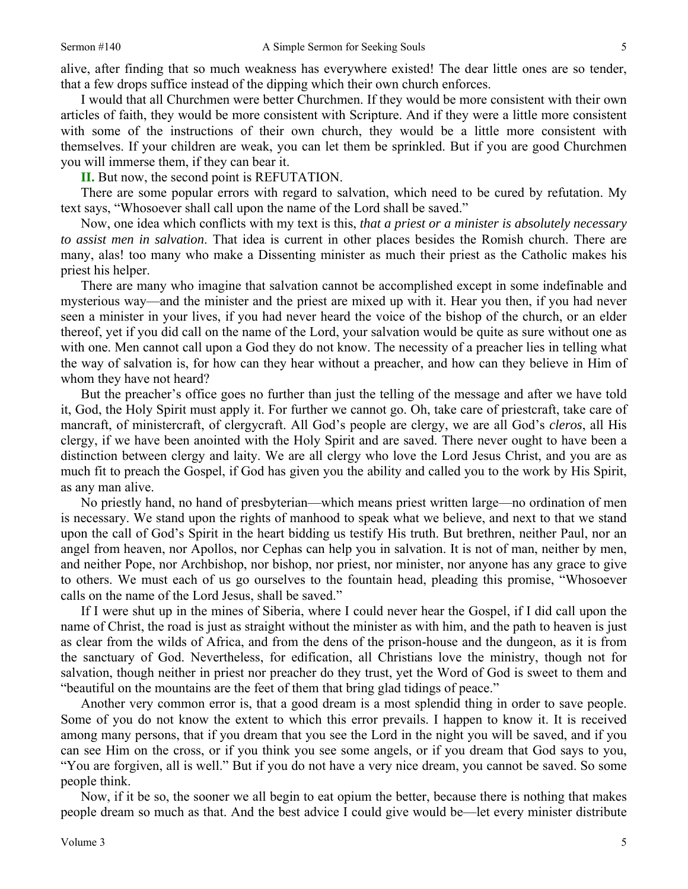alive, after finding that so much weakness has everywhere existed! The dear little ones are so tender, that a few drops suffice instead of the dipping which their own church enforces.

I would that all Churchmen were better Churchmen. If they would be more consistent with their own articles of faith, they would be more consistent with Scripture. And if they were a little more consistent with some of the instructions of their own church, they would be a little more consistent with themselves. If your children are weak, you can let them be sprinkled. But if you are good Churchmen you will immerse them, if they can bear it.

**II.** But now, the second point is REFUTATION.

There are some popular errors with regard to salvation, which need to be cured by refutation. My text says, "Whosoever shall call upon the name of the Lord shall be saved."

Now, one idea which conflicts with my text is this, *that a priest or a minister is absolutely necessary to assist men in salvation*. That idea is current in other places besides the Romish church. There are many, alas! too many who make a Dissenting minister as much their priest as the Catholic makes his priest his helper.

There are many who imagine that salvation cannot be accomplished except in some indefinable and mysterious way—and the minister and the priest are mixed up with it. Hear you then, if you had never seen a minister in your lives, if you had never heard the voice of the bishop of the church, or an elder thereof, yet if you did call on the name of the Lord, your salvation would be quite as sure without one as with one. Men cannot call upon a God they do not know. The necessity of a preacher lies in telling what the way of salvation is, for how can they hear without a preacher, and how can they believe in Him of whom they have not heard?

But the preacher's office goes no further than just the telling of the message and after we have told it, God, the Holy Spirit must apply it. For further we cannot go. Oh, take care of priestcraft, take care of mancraft, of ministercraft, of clergycraft. All God's people are clergy, we are all God's *cleros*, all His clergy, if we have been anointed with the Holy Spirit and are saved. There never ought to have been a distinction between clergy and laity. We are all clergy who love the Lord Jesus Christ, and you are as much fit to preach the Gospel, if God has given you the ability and called you to the work by His Spirit, as any man alive.

No priestly hand, no hand of presbyterian—which means priest written large—no ordination of men is necessary. We stand upon the rights of manhood to speak what we believe, and next to that we stand upon the call of God's Spirit in the heart bidding us testify His truth. But brethren, neither Paul, nor an angel from heaven, nor Apollos, nor Cephas can help you in salvation. It is not of man, neither by men, and neither Pope, nor Archbishop, nor bishop, nor priest, nor minister, nor anyone has any grace to give to others. We must each of us go ourselves to the fountain head, pleading this promise, "Whosoever calls on the name of the Lord Jesus, shall be saved."

If I were shut up in the mines of Siberia, where I could never hear the Gospel, if I did call upon the name of Christ, the road is just as straight without the minister as with him, and the path to heaven is just as clear from the wilds of Africa, and from the dens of the prison-house and the dungeon, as it is from the sanctuary of God. Nevertheless, for edification, all Christians love the ministry, though not for salvation, though neither in priest nor preacher do they trust, yet the Word of God is sweet to them and "beautiful on the mountains are the feet of them that bring glad tidings of peace."

Another very common error is, that a good dream is a most splendid thing in order to save people. Some of you do not know the extent to which this error prevails. I happen to know it. It is received among many persons, that if you dream that you see the Lord in the night you will be saved, and if you can see Him on the cross, or if you think you see some angels, or if you dream that God says to you, "You are forgiven, all is well." But if you do not have a very nice dream, you cannot be saved. So some people think.

Now, if it be so, the sooner we all begin to eat opium the better, because there is nothing that makes people dream so much as that. And the best advice I could give would be—let every minister distribute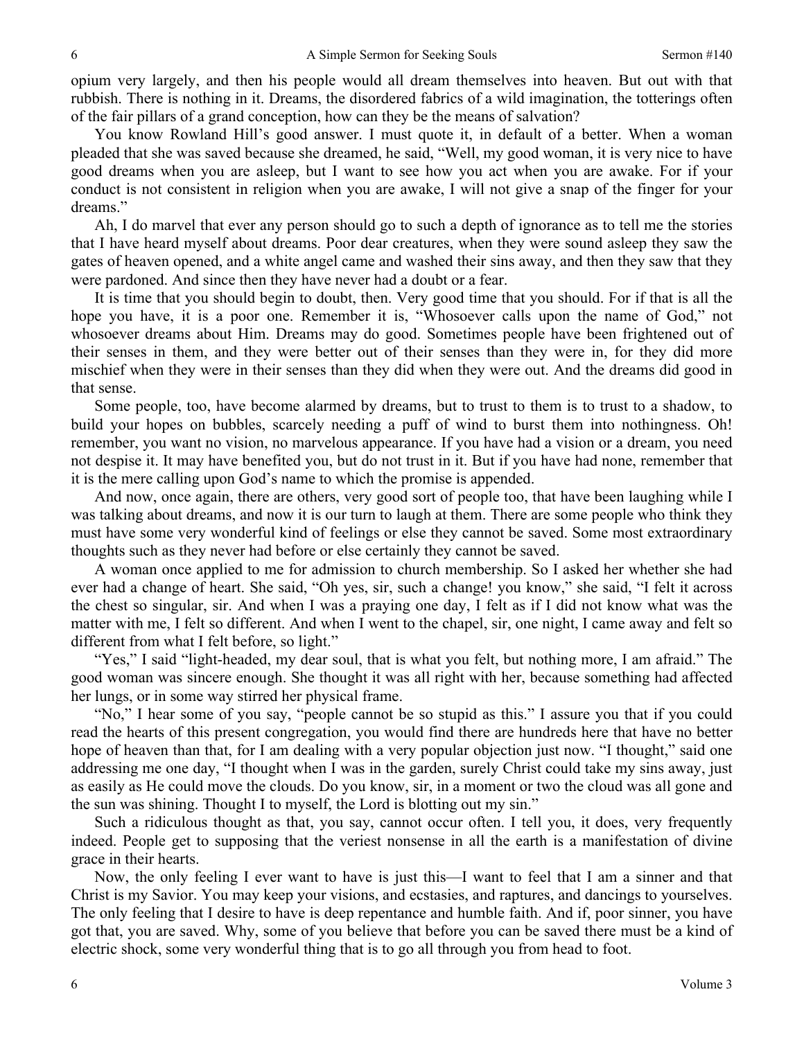opium very largely, and then his people would all dream themselves into heaven. But out with that rubbish. There is nothing in it. Dreams, the disordered fabrics of a wild imagination, the totterings often of the fair pillars of a grand conception, how can they be the means of salvation?

You know Rowland Hill's good answer. I must quote it, in default of a better. When a woman pleaded that she was saved because she dreamed, he said, "Well, my good woman, it is very nice to have good dreams when you are asleep, but I want to see how you act when you are awake. For if your conduct is not consistent in religion when you are awake, I will not give a snap of the finger for your dreams."

Ah, I do marvel that ever any person should go to such a depth of ignorance as to tell me the stories that I have heard myself about dreams. Poor dear creatures, when they were sound asleep they saw the gates of heaven opened, and a white angel came and washed their sins away, and then they saw that they were pardoned. And since then they have never had a doubt or a fear.

It is time that you should begin to doubt, then. Very good time that you should. For if that is all the hope you have, it is a poor one. Remember it is, "Whosoever calls upon the name of God," not whosoever dreams about Him. Dreams may do good. Sometimes people have been frightened out of their senses in them, and they were better out of their senses than they were in, for they did more mischief when they were in their senses than they did when they were out. And the dreams did good in that sense.

Some people, too, have become alarmed by dreams, but to trust to them is to trust to a shadow, to build your hopes on bubbles, scarcely needing a puff of wind to burst them into nothingness. Oh! remember, you want no vision, no marvelous appearance. If you have had a vision or a dream, you need not despise it. It may have benefited you, but do not trust in it. But if you have had none, remember that it is the mere calling upon God's name to which the promise is appended.

And now, once again, there are others, very good sort of people too, that have been laughing while I was talking about dreams, and now it is our turn to laugh at them. There are some people who think they must have some very wonderful kind of feelings or else they cannot be saved. Some most extraordinary thoughts such as they never had before or else certainly they cannot be saved.

A woman once applied to me for admission to church membership. So I asked her whether she had ever had a change of heart. She said, "Oh yes, sir, such a change! you know," she said, "I felt it across the chest so singular, sir. And when I was a praying one day, I felt as if I did not know what was the matter with me, I felt so different. And when I went to the chapel, sir, one night, I came away and felt so different from what I felt before, so light."

"Yes," I said "light-headed, my dear soul, that is what you felt, but nothing more, I am afraid." The good woman was sincere enough. She thought it was all right with her, because something had affected her lungs, or in some way stirred her physical frame.

"No," I hear some of you say, "people cannot be so stupid as this." I assure you that if you could read the hearts of this present congregation, you would find there are hundreds here that have no better hope of heaven than that, for I am dealing with a very popular objection just now. "I thought," said one addressing me one day, "I thought when I was in the garden, surely Christ could take my sins away, just as easily as He could move the clouds. Do you know, sir, in a moment or two the cloud was all gone and the sun was shining. Thought I to myself, the Lord is blotting out my sin."

Such a ridiculous thought as that, you say, cannot occur often. I tell you, it does, very frequently indeed. People get to supposing that the veriest nonsense in all the earth is a manifestation of divine grace in their hearts.

Now, the only feeling I ever want to have is just this—I want to feel that I am a sinner and that Christ is my Savior. You may keep your visions, and ecstasies, and raptures, and dancings to yourselves. The only feeling that I desire to have is deep repentance and humble faith. And if, poor sinner, you have got that, you are saved. Why, some of you believe that before you can be saved there must be a kind of electric shock, some very wonderful thing that is to go all through you from head to foot.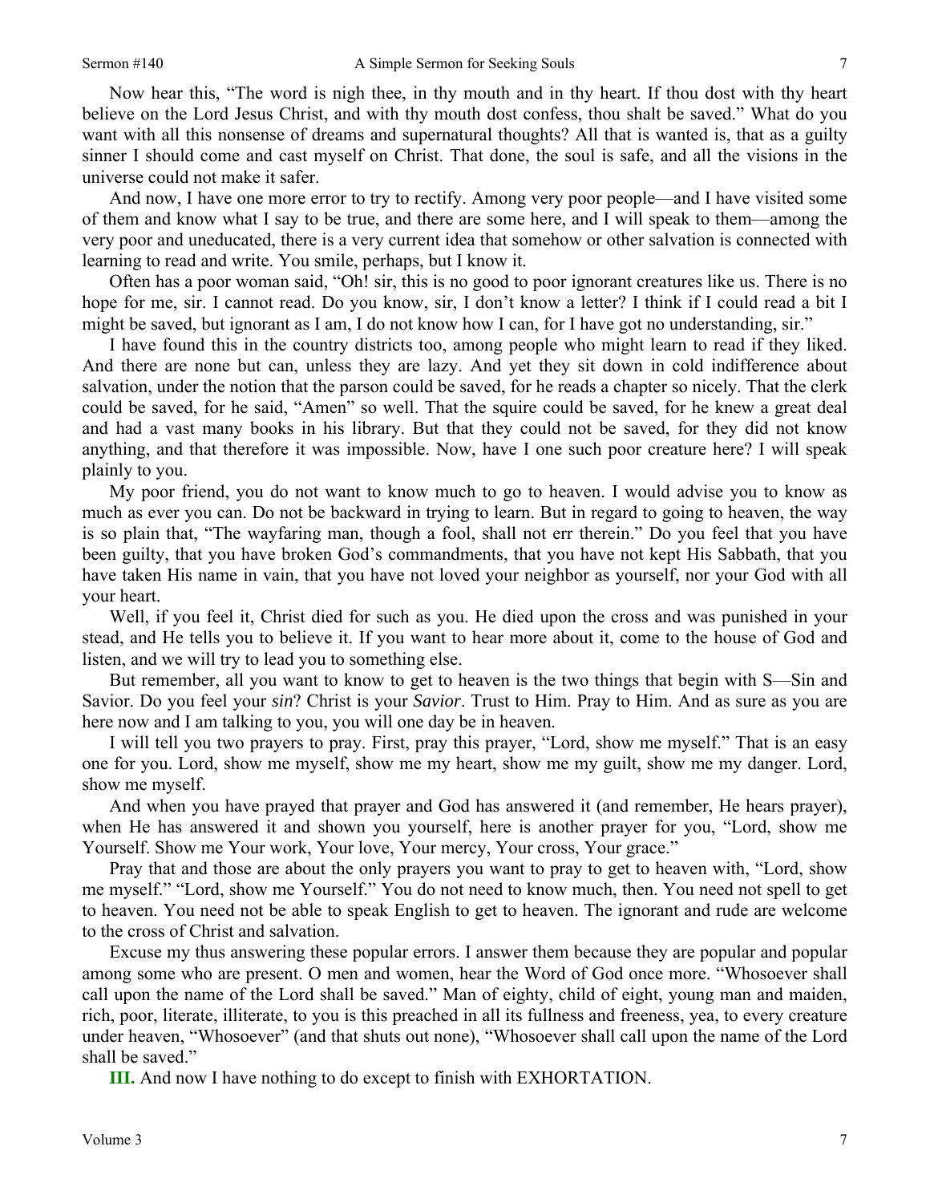Now hear this, "The word is nigh thee, in thy mouth and in thy heart. If thou dost with thy heart believe on the Lord Jesus Christ, and with thy mouth dost confess, thou shalt be saved." What do you want with all this nonsense of dreams and supernatural thoughts? All that is wanted is, that as a guilty sinner I should come and cast myself on Christ. That done, the soul is safe, and all the visions in the universe could not make it safer.

And now, I have one more error to try to rectify. Among very poor people—and I have visited some of them and know what I say to be true, and there are some here, and I will speak to them—among the very poor and uneducated, there is a very current idea that somehow or other salvation is connected with learning to read and write. You smile, perhaps, but I know it.

Often has a poor woman said, "Oh! sir, this is no good to poor ignorant creatures like us. There is no hope for me, sir. I cannot read. Do you know, sir, I don't know a letter? I think if I could read a bit I might be saved, but ignorant as I am, I do not know how I can, for I have got no understanding, sir."

I have found this in the country districts too, among people who might learn to read if they liked. And there are none but can, unless they are lazy. And yet they sit down in cold indifference about salvation, under the notion that the parson could be saved, for he reads a chapter so nicely. That the clerk could be saved, for he said, "Amen" so well. That the squire could be saved, for he knew a great deal and had a vast many books in his library. But that they could not be saved, for they did not know anything, and that therefore it was impossible. Now, have I one such poor creature here? I will speak plainly to you.

My poor friend, you do not want to know much to go to heaven. I would advise you to know as much as ever you can. Do not be backward in trying to learn. But in regard to going to heaven, the way is so plain that, "The wayfaring man, though a fool, shall not err therein." Do you feel that you have been guilty, that you have broken God's commandments, that you have not kept His Sabbath, that you have taken His name in vain, that you have not loved your neighbor as yourself, nor your God with all your heart.

Well, if you feel it, Christ died for such as you. He died upon the cross and was punished in your stead, and He tells you to believe it. If you want to hear more about it, come to the house of God and listen, and we will try to lead you to something else.

But remember, all you want to know to get to heaven is the two things that begin with S—Sin and Savior. Do you feel your *sin*? Christ is your *Savior*. Trust to Him. Pray to Him. And as sure as you are here now and I am talking to you, you will one day be in heaven.

I will tell you two prayers to pray. First, pray this prayer, "Lord, show me myself." That is an easy one for you. Lord, show me myself, show me my heart, show me my guilt, show me my danger. Lord, show me myself.

And when you have prayed that prayer and God has answered it (and remember, He hears prayer), when He has answered it and shown you yourself, here is another prayer for you, "Lord, show me Yourself. Show me Your work, Your love, Your mercy, Your cross, Your grace."

Pray that and those are about the only prayers you want to pray to get to heaven with, "Lord, show me myself." "Lord, show me Yourself." You do not need to know much, then. You need not spell to get to heaven. You need not be able to speak English to get to heaven. The ignorant and rude are welcome to the cross of Christ and salvation.

Excuse my thus answering these popular errors. I answer them because they are popular and popular among some who are present. O men and women, hear the Word of God once more. "Whosoever shall call upon the name of the Lord shall be saved." Man of eighty, child of eight, young man and maiden, rich, poor, literate, illiterate, to you is this preached in all its fullness and freeness, yea, to every creature under heaven, "Whosoever" (and that shuts out none), "Whosoever shall call upon the name of the Lord shall be saved."

**III.** And now I have nothing to do except to finish with EXHORTATION.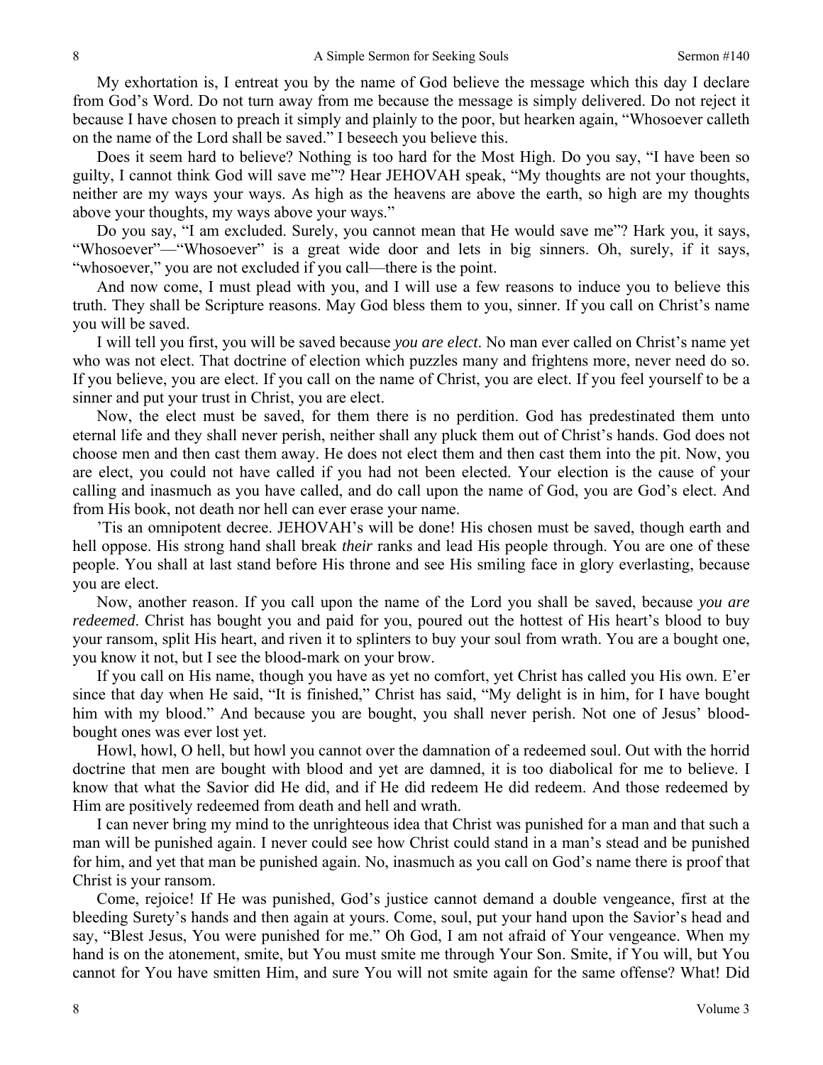My exhortation is, I entreat you by the name of God believe the message which this day I declare from God's Word. Do not turn away from me because the message is simply delivered. Do not reject it because I have chosen to preach it simply and plainly to the poor, but hearken again, "Whosoever calleth on the name of the Lord shall be saved." I beseech you believe this.

Does it seem hard to believe? Nothing is too hard for the Most High. Do you say, "I have been so guilty, I cannot think God will save me"? Hear JEHOVAH speak, "My thoughts are not your thoughts, neither are my ways your ways. As high as the heavens are above the earth, so high are my thoughts above your thoughts, my ways above your ways."

Do you say, "I am excluded. Surely, you cannot mean that He would save me"? Hark you, it says, "Whosoever"—"Whosoever" is a great wide door and lets in big sinners. Oh, surely, if it says, "whosoever," you are not excluded if you call—there is the point.

And now come, I must plead with you, and I will use a few reasons to induce you to believe this truth. They shall be Scripture reasons. May God bless them to you, sinner. If you call on Christ's name you will be saved.

I will tell you first, you will be saved because *you are elect*. No man ever called on Christ's name yet who was not elect. That doctrine of election which puzzles many and frightens more, never need do so. If you believe, you are elect. If you call on the name of Christ, you are elect. If you feel yourself to be a sinner and put your trust in Christ, you are elect.

Now, the elect must be saved, for them there is no perdition. God has predestinated them unto eternal life and they shall never perish, neither shall any pluck them out of Christ's hands. God does not choose men and then cast them away. He does not elect them and then cast them into the pit. Now, you are elect, you could not have called if you had not been elected. Your election is the cause of your calling and inasmuch as you have called, and do call upon the name of God, you are God's elect. And from His book, not death nor hell can ever erase your name.

'Tis an omnipotent decree. JEHOVAH's will be done! His chosen must be saved, though earth and hell oppose. His strong hand shall break *their* ranks and lead His people through. You are one of these people. You shall at last stand before His throne and see His smiling face in glory everlasting, because you are elect.

Now, another reason. If you call upon the name of the Lord you shall be saved, because *you are redeemed*. Christ has bought you and paid for you, poured out the hottest of His heart's blood to buy your ransom, split His heart, and riven it to splinters to buy your soul from wrath. You are a bought one, you know it not, but I see the blood-mark on your brow.

If you call on His name, though you have as yet no comfort, yet Christ has called you His own. E'er since that day when He said, "It is finished," Christ has said, "My delight is in him, for I have bought him with my blood." And because you are bought, you shall never perish. Not one of Jesus' blood-bought ones was ever lost yet.

Howl, howl, O hell, but howl you cannot over the damnation of a redeemed soul. Out with the horrid doctrine that men are bought with blood and yet are damned, it is too diabolical for me to believe. I know that what the Savior did He did, and if He did redeem He did redeem. And those redeemed by Him are positively redeemed from death and hell and wrath.

I can never bring my mind to the unrighteous idea that Christ was punished for a man and that such a man will be punished again. I never could see how Christ could stand in a man's stead and be punished for him, and yet that man be punished again. No, inasmuch as you call on God's name there is proof that Christ is your ransom.

Come, rejoice! If He was punished, God's justice cannot demand a double vengeance, first at the bleeding Surety's hands and then again at yours. Come, soul, put your hand upon the Savior's head and say, "Blest Jesus, You were punished for me." Oh God, I am not afraid of Your vengeance. When my hand is on the atonement, smite, but You must smite me through Your Son. Smite, if You will, but You cannot for You have smitten Him, and sure You will not smite again for the same offense? What! Did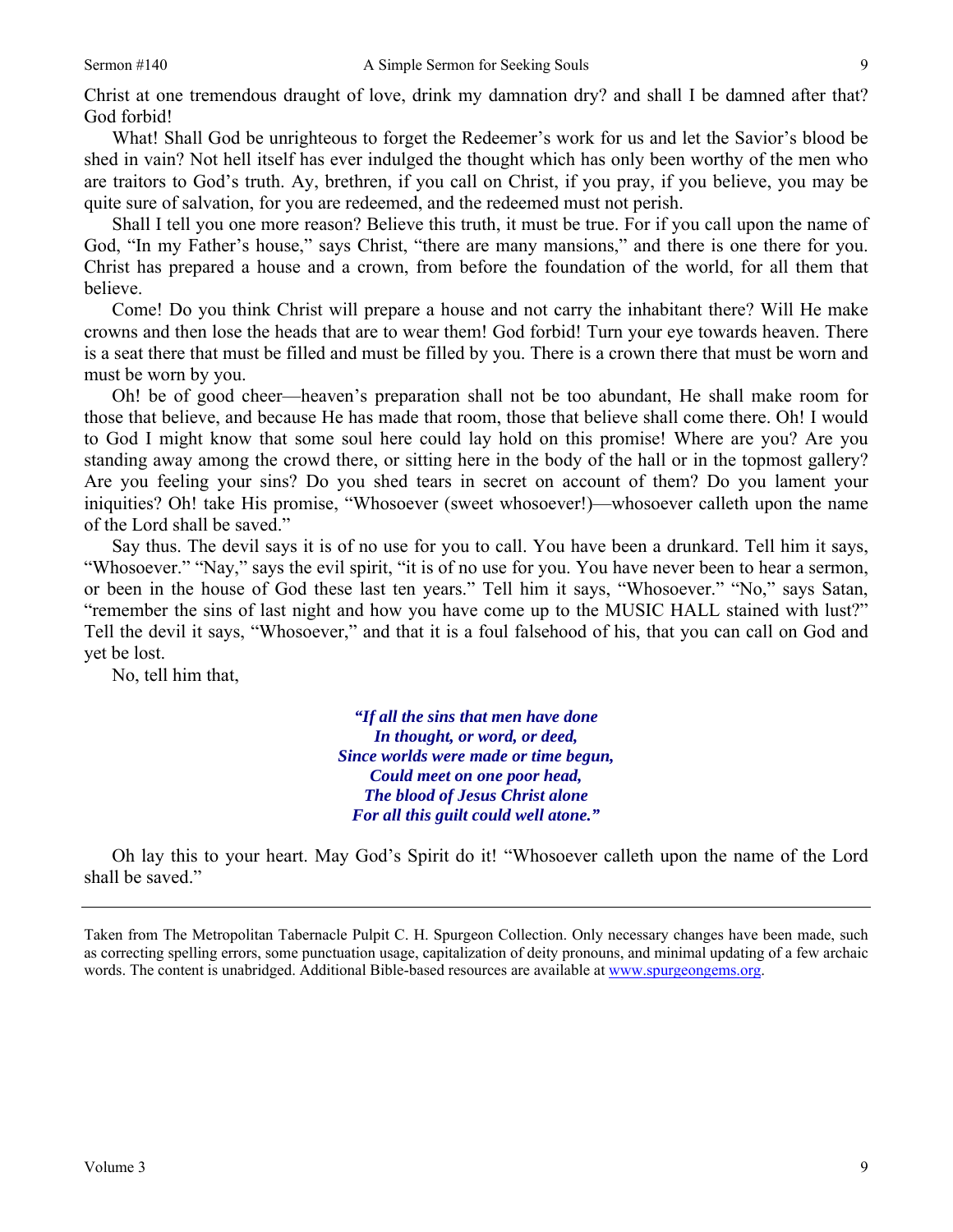Christ at one tremendous draught of love, drink my damnation dry? and shall I be damned after that? God forbid!

What! Shall God be unrighteous to forget the Redeemer's work for us and let the Savior's blood be shed in vain? Not hell itself has ever indulged the thought which has only been worthy of the men who are traitors to God's truth. Ay, brethren, if you call on Christ, if you pray, if you believe, you may be quite sure of salvation, for you are redeemed, and the redeemed must not perish.

Shall I tell you one more reason? Believe this truth, it must be true. For if you call upon the name of God, "In my Father's house," says Christ, "there are many mansions," and there is one there for you. Christ has prepared a house and a crown, from before the foundation of the world, for all them that believe.

Come! Do you think Christ will prepare a house and not carry the inhabitant there? Will He make crowns and then lose the heads that are to wear them! God forbid! Turn your eye towards heaven. There is a seat there that must be filled and must be filled by you. There is a crown there that must be worn and must be worn by you.

Oh! be of good cheer—heaven's preparation shall not be too abundant, He shall make room for those that believe, and because He has made that room, those that believe shall come there. Oh! I would to God I might know that some soul here could lay hold on this promise! Where are you? Are you standing away among the crowd there, or sitting here in the body of the hall or in the topmost gallery? Are you feeling your sins? Do you shed tears in secret on account of them? Do you lament your iniquities? Oh! take His promise, "Whosoever (sweet whosoever!)—whosoever calleth upon the name of the Lord shall be saved."

Say thus. The devil says it is of no use for you to call. You have been a drunkard. Tell him it says, "Whosoever." "Nay," says the evil spirit, "it is of no use for you. You have never been to hear a sermon, or been in the house of God these last ten years." Tell him it says, "Whosoever." "No," says Satan, "remember the sins of last night and how you have come up to the MUSIC HALL stained with lust?" Tell the devil it says, "Whosoever," and that it is a foul falsehood of his, that you can call on God and yet be lost.

No, tell him that,

> ***"If all the sins that men have done***
> ***In thought, or word, or deed,***
> ***Since worlds were made or time begun,***
> ***Could meet on one poor head,***
> ***The blood of Jesus Christ alone***
> ***For all this guilt could well atone."***

Oh lay this to your heart. May God's Spirit do it! "Whosoever calleth upon the name of the Lord shall be saved."

---

Taken from The Metropolitan Tabernacle Pulpit C. H. Spurgeon Collection. Only necessary changes have been made, such as correcting spelling errors, some punctuation usage, capitalization of deity pronouns, and minimal updating of a few archaic words. The content is unabridged. Additional Bible-based resources are available at www.spurgeongems.org.